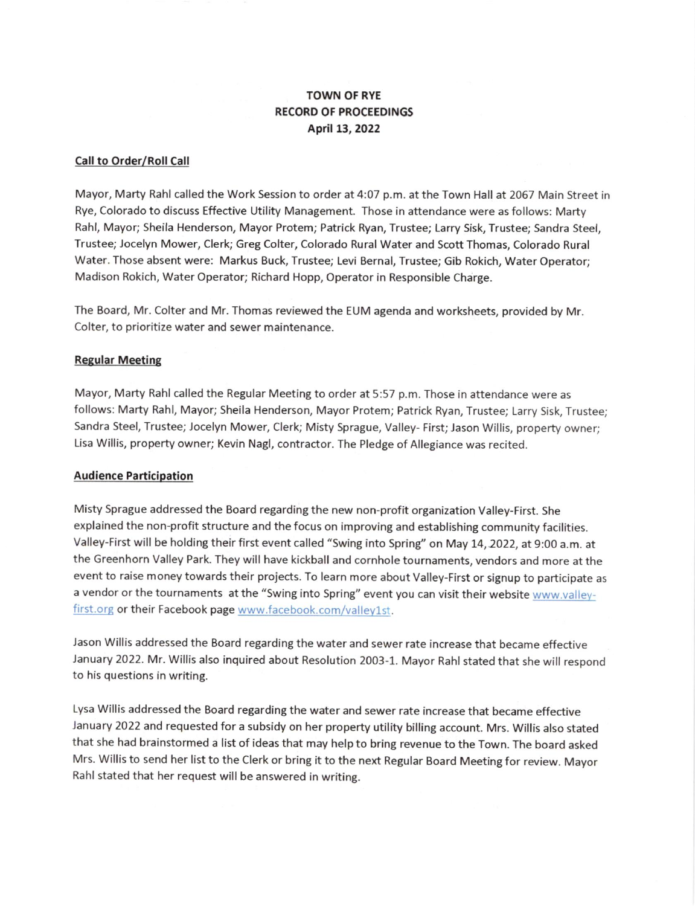# TOWN OF RYE
## RECORD OF PROCEEDINGS
### April 13, 2022

**Call to Order/Roll Call**

Mayor, Marty Rahl called the Work Session to order at 4:07 p.m. at the Town Hall at 2067 Main Street in Rye, Colorado to discuss Effective Utility Management. Those in attendance were as follows: Marty Rahl, Mayor; Sheila Henderson, Mayor Protem; Patrick Ryan, Trustee; Larry Sisk, Trustee; Sandra Steel, Trustee; Jocelyn Mower, Clerk; Greg Colter, Colorado Rural Water and Scott Thomas, Colorado Rural Water. Those absent were: Markus Buck, Trustee; Levi Bernal, Trustee; Gib Rokich, Water Operator; Madison Rokich, Water Operator; Richard Hopp, Operator in Responsible Charge.

The Board, Mr. Colter and Mr. Thomas reviewed the EUM agenda and worksheets, provided by Mr. Colter, to prioritize water and sewer maintenance.

**Regular Meeting**

Mayor, Marty Rahl called the Regular Meeting to order at 5:57 p.m. Those in attendance were as follows: Marty Rahl, Mayor; Sheila Henderson, Mayor Protem; Patrick Ryan, Trustee; Larry Sisk, Trustee; Sandra Steel, Trustee; Jocelyn Mower, Clerk; Misty Sprague, Valley- First; Jason Willis, property owner; Lisa Willis, property owner; Kevin Nagl, contractor. The Pledge of Allegiance was recited.

**Audience Participation**

Misty Sprague addressed the Board regarding the new non-profit organization Valley-First. She explained the non-profit structure and the focus on improving and establishing community facilities. Valley-First will be holding their first event called "Swing into Spring" on May 14, 2022, at 9:00 a.m. at the Greenhorn Valley Park. They will have kickball and cornhole tournaments, vendors and more at the event to raise money towards their projects. To learn more about Valley-First or signup to participate as a vendor or the tournaments at the "Swing into Spring" event you can visit their website www.valley-first.org or their Facebook page www.facebook.com/valley1st.

Jason Willis addressed the Board regarding the water and sewer rate increase that became effective January 2022. Mr. Willis also inquired about Resolution 2003-1. Mayor Rahl stated that she will respond to his questions in writing.

Lysa Willis addressed the Board regarding the water and sewer rate increase that became effective January 2022 and requested for a subsidy on her property utility billing account. Mrs. Willis also stated that she had brainstormed a list of ideas that may help to bring revenue to the Town. The board asked Mrs. Willis to send her list to the Clerk or bring it to the next Regular Board Meeting for review. Mayor Rahl stated that her request will be answered in writing.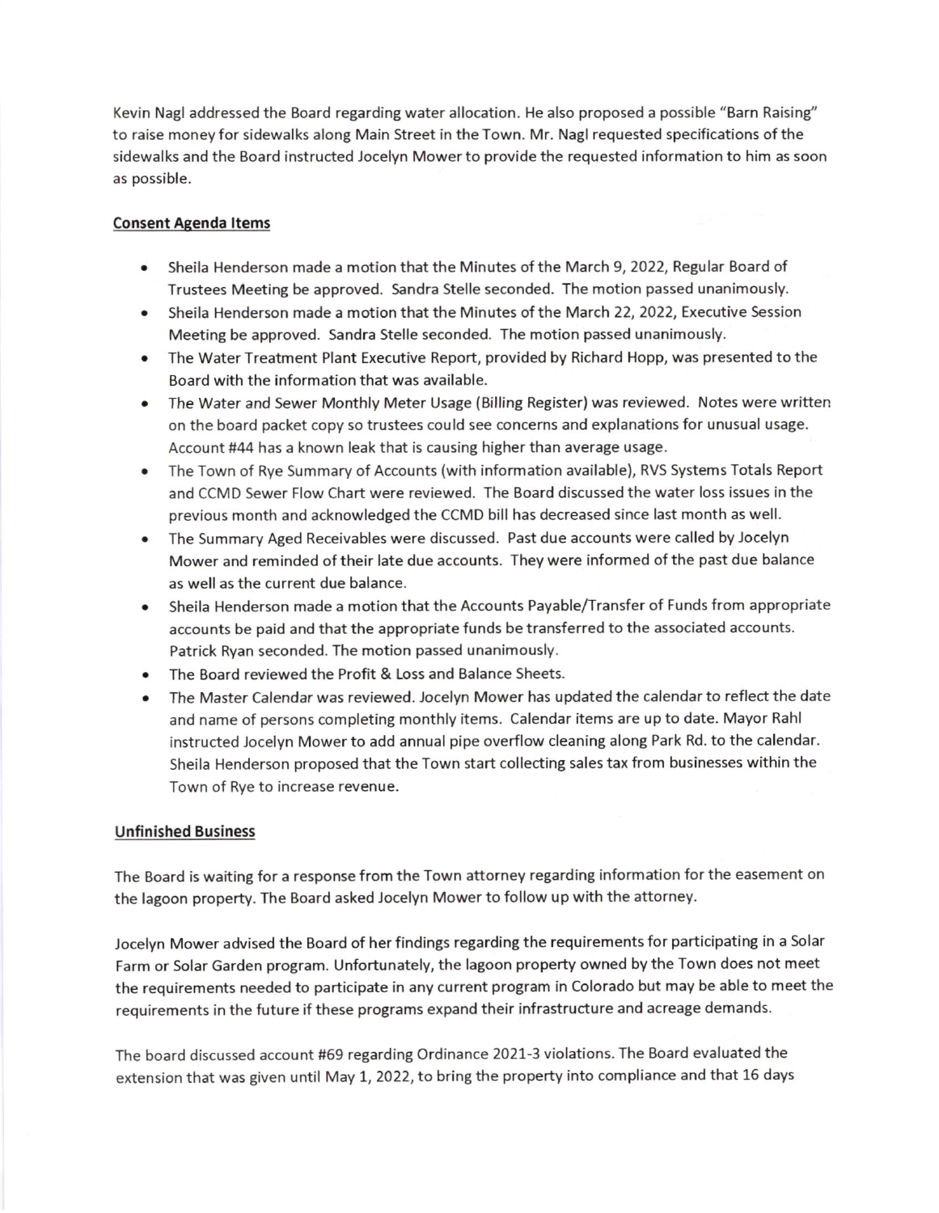Kevin Nagl addressed the Board regarding water allocation. He also proposed a possible "Barn Raising" to raise money for sidewalks along Main Street in the Town. Mr. Nagl requested specifications of the sidewalks and the Board instructed Jocelyn Mower to provide the requested information to him as soon as possible.

## Consent Agenda Items

- Sheila Henderson made a motion that the Minutes of the March 9, 2022, Regular Board of Trustees Meeting be approved. Sandra Stelle seconded. The motion passed unanimously.
- Sheila Henderson made a motion that the Minutes of the March 22, 2022, Executive Session Meeting be approved. Sandra Stelle seconded. The motion passed unanimously.
- The Water Treatment Plant Executive Report, provided by Richard Hopp, was presented to the Board with the information that was available.
- The Water and Sewer Monthly Meter Usage (Billing Register) was reviewed. Notes were written on the board packet copy so trustees could see concerns and explanations for unusual usage. Account #44 has a known leak that is causing higher than average usage.
- The Town of Rye Summary of Accounts (with information available), RVS Systems Totals Report and CCMD Sewer Flow Chart were reviewed. The Board discussed the water loss issues in the previous month and acknowledged the CCMD bill has decreased since last month as well.
- The Summary Aged Receivables were discussed. Past due accounts were called by Jocelyn Mower and reminded of their late due accounts. They were informed of the past due balance as well as the current due balance.
- Sheila Henderson made a motion that the Accounts Payable/Transfer of Funds from appropriate accounts be paid and that the appropriate funds be transferred to the associated accounts. Patrick Ryan seconded. The motion passed unanimously.
- The Board reviewed the Profit & Loss and Balance Sheets.
- The Master Calendar was reviewed. Jocelyn Mower has updated the calendar to reflect the date and name of persons completing monthly items. Calendar items are up to date. Mayor Rahl instructed Jocelyn Mower to add annual pipe overflow cleaning along Park Rd. to the calendar. Sheila Henderson proposed that the Town start collecting sales tax from businesses within the Town of Rye to increase revenue.

## Unfinished Business

The Board is waiting for a response from the Town attorney regarding information for the easement on the lagoon property. The Board asked Jocelyn Mower to follow up with the attorney.

Jocelyn Mower advised the Board of her findings regarding the requirements for participating in a Solar Farm or Solar Garden program. Unfortunately, the lagoon property owned by the Town does not meet the requirements needed to participate in any current program in Colorado but may be able to meet the requirements in the future if these programs expand their infrastructure and acreage demands.

The board discussed account #69 regarding Ordinance 2021-3 violations. The Board evaluated the extension that was given until May 1, 2022, to bring the property into compliance and that 16 days